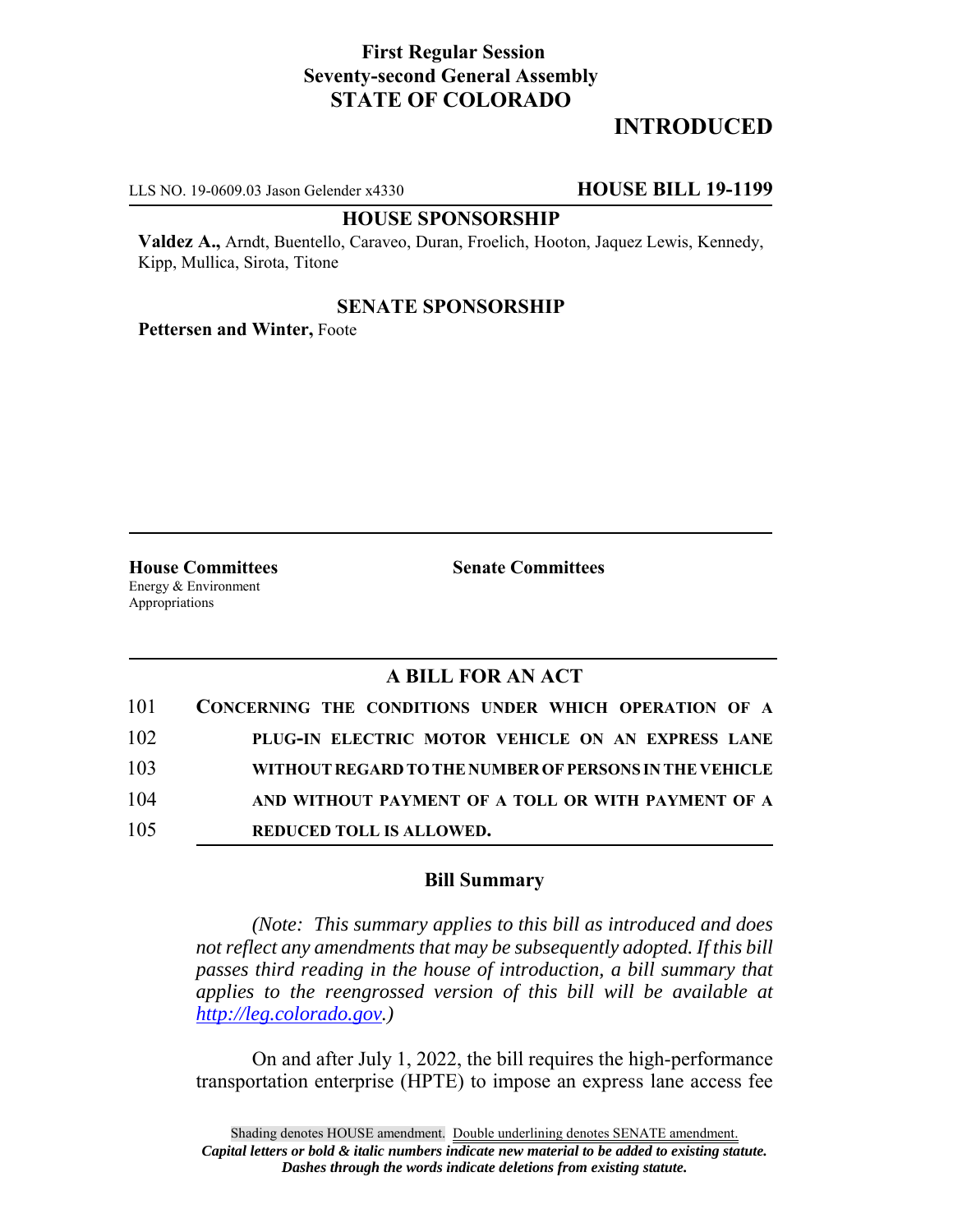**First Regular Session**
**Seventy-second General Assembly**
**STATE OF COLORADO**

**INTRODUCED**

LLS NO. 19-0609.03 Jason Gelender x4330 **HOUSE BILL 19-1199**

**HOUSE SPONSORSHIP**

**Valdez A.,** Arndt, Buentello, Caraveo, Duran, Froelich, Hooton, Jaquez Lewis, Kennedy, Kipp, Mullica, Sirota, Titone

**SENATE SPONSORSHIP**

**Pettersen and Winter,** Foote

**House Committees**
Energy & Environment
Appropriations

**Senate Committees**

## A BILL FOR AN ACT

101 **CONCERNING THE CONDITIONS UNDER WHICH OPERATION OF A**
102 **PLUG-IN ELECTRIC MOTOR VEHICLE ON AN EXPRESS LANE**
103 **WITHOUT REGARD TO THE NUMBER OF PERSONS IN THE VEHICLE**
104 **AND WITHOUT PAYMENT OF A TOLL OR WITH PAYMENT OF A**
105 **REDUCED TOLL IS ALLOWED.**

### Bill Summary

*(Note: This summary applies to this bill as introduced and does not reflect any amendments that may be subsequently adopted. If this bill passes third reading in the house of introduction, a bill summary that applies to the reengrossed version of this bill will be available at http://leg.colorado.gov.)*

On and after July 1, 2022, the bill requires the high-performance transportation enterprise (HPTE) to impose an express lane access fee

Shading denotes HOUSE amendment. Double underlining denotes SENATE amendment.
*Capital letters or bold & italic numbers indicate new material to be added to existing statute.*
*Dashes through the words indicate deletions from existing statute.*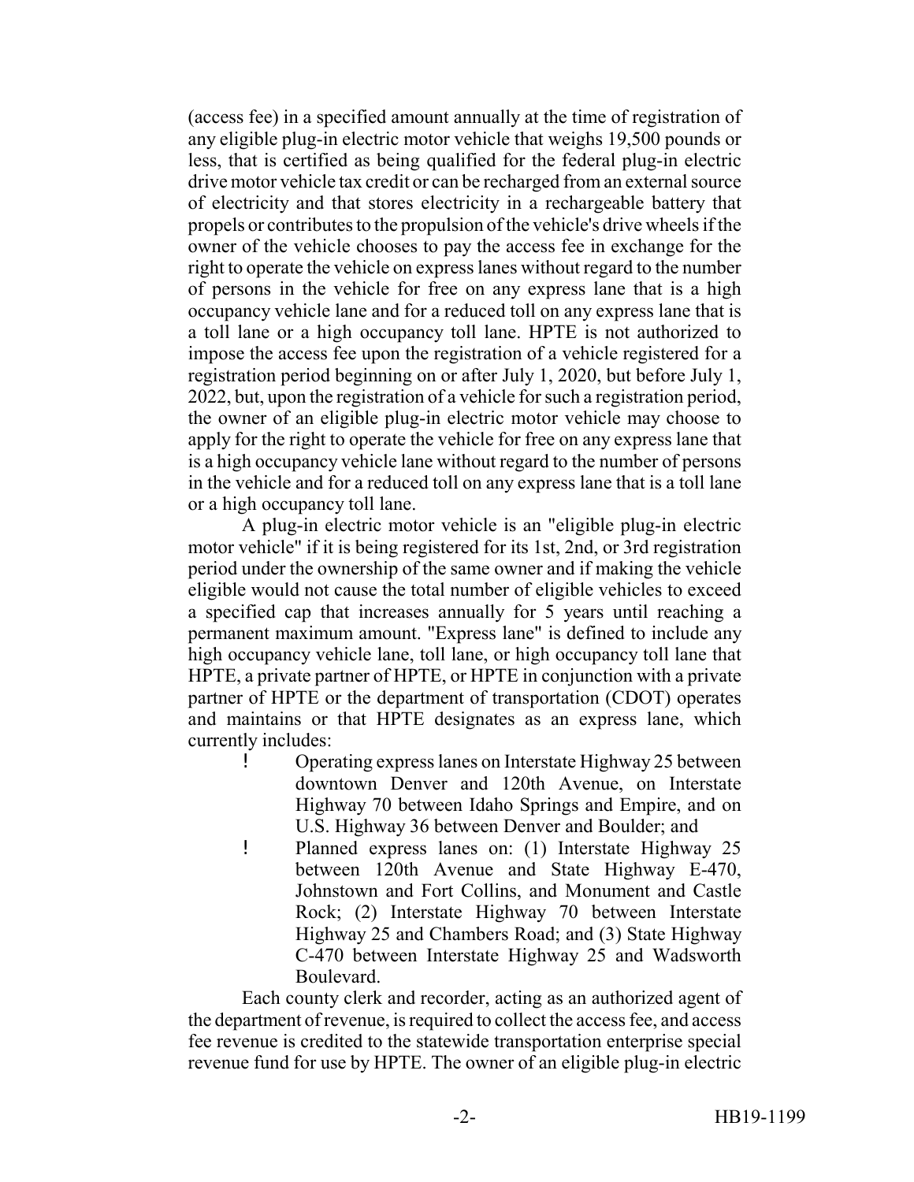(access fee) in a specified amount annually at the time of registration of any eligible plug-in electric motor vehicle that weighs 19,500 pounds or less, that is certified as being qualified for the federal plug-in electric drive motor vehicle tax credit or can be recharged from an external source of electricity and that stores electricity in a rechargeable battery that propels or contributes to the propulsion of the vehicle's drive wheels if the owner of the vehicle chooses to pay the access fee in exchange for the right to operate the vehicle on express lanes without regard to the number of persons in the vehicle for free on any express lane that is a high occupancy vehicle lane and for a reduced toll on any express lane that is a toll lane or a high occupancy toll lane. HPTE is not authorized to impose the access fee upon the registration of a vehicle registered for a registration period beginning on or after July 1, 2020, but before July 1, 2022, but, upon the registration of a vehicle for such a registration period, the owner of an eligible plug-in electric motor vehicle may choose to apply for the right to operate the vehicle for free on any express lane that is a high occupancy vehicle lane without regard to the number of persons in the vehicle and for a reduced toll on any express lane that is a toll lane or a high occupancy toll lane.

A plug-in electric motor vehicle is an "eligible plug-in electric motor vehicle" if it is being registered for its 1st, 2nd, or 3rd registration period under the ownership of the same owner and if making the vehicle eligible would not cause the total number of eligible vehicles to exceed a specified cap that increases annually for 5 years until reaching a permanent maximum amount. "Express lane" is defined to include any high occupancy vehicle lane, toll lane, or high occupancy toll lane that HPTE, a private partner of HPTE, or HPTE in conjunction with a private partner of HPTE or the department of transportation (CDOT) operates and maintains or that HPTE designates as an express lane, which currently includes:

- Operating express lanes on Interstate Highway 25 between downtown Denver and 120th Avenue, on Interstate Highway 70 between Idaho Springs and Empire, and on U.S. Highway 36 between Denver and Boulder; and
- Planned express lanes on: (1) Interstate Highway 25 between 120th Avenue and State Highway E-470, Johnstown and Fort Collins, and Monument and Castle Rock; (2) Interstate Highway 70 between Interstate Highway 25 and Chambers Road; and (3) State Highway C-470 between Interstate Highway 25 and Wadsworth Boulevard.

Each county clerk and recorder, acting as an authorized agent of the department of revenue, is required to collect the access fee, and access fee revenue is credited to the statewide transportation enterprise special revenue fund for use by HPTE. The owner of an eligible plug-in electric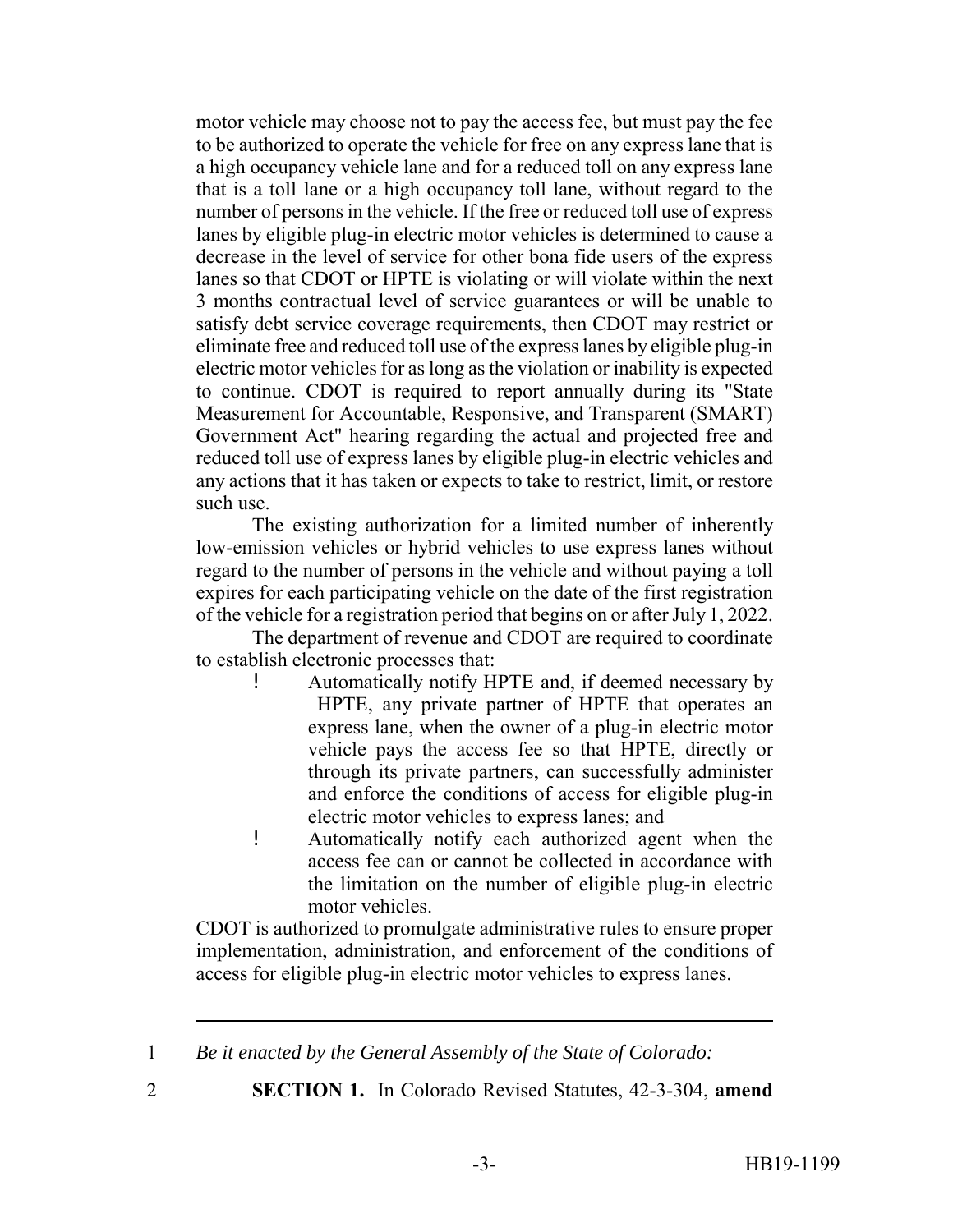motor vehicle may choose not to pay the access fee, but must pay the fee to be authorized to operate the vehicle for free on any express lane that is a high occupancy vehicle lane and for a reduced toll on any express lane that is a toll lane or a high occupancy toll lane, without regard to the number of persons in the vehicle. If the free or reduced toll use of express lanes by eligible plug-in electric motor vehicles is determined to cause a decrease in the level of service for other bona fide users of the express lanes so that CDOT or HPTE is violating or will violate within the next 3 months contractual level of service guarantees or will be unable to satisfy debt service coverage requirements, then CDOT may restrict or eliminate free and reduced toll use of the express lanes by eligible plug-in electric motor vehicles for as long as the violation or inability is expected to continue. CDOT is required to report annually during its "State Measurement for Accountable, Responsive, and Transparent (SMART) Government Act" hearing regarding the actual and projected free and reduced toll use of express lanes by eligible plug-in electric vehicles and any actions that it has taken or expects to take to restrict, limit, or restore such use.

The existing authorization for a limited number of inherently low-emission vehicles or hybrid vehicles to use express lanes without regard to the number of persons in the vehicle and without paying a toll expires for each participating vehicle on the date of the first registration of the vehicle for a registration period that begins on or after July 1, 2022.

The department of revenue and CDOT are required to coordinate to establish electronic processes that:

- Automatically notify HPTE and, if deemed necessary by HPTE, any private partner of HPTE that operates an express lane, when the owner of a plug-in electric motor vehicle pays the access fee so that HPTE, directly or through its private partners, can successfully administer and enforce the conditions of access for eligible plug-in electric motor vehicles to express lanes; and
- Automatically notify each authorized agent when the access fee can or cannot be collected in accordance with the limitation on the number of eligible plug-in electric motor vehicles.

CDOT is authorized to promulgate administrative rules to ensure proper implementation, administration, and enforcement of the conditions of access for eligible plug-in electric motor vehicles to express lanes.

---

1 *Be it enacted by the General Assembly of the State of Colorado:*

2 **SECTION 1.** In Colorado Revised Statutes, 42-3-304, **amend**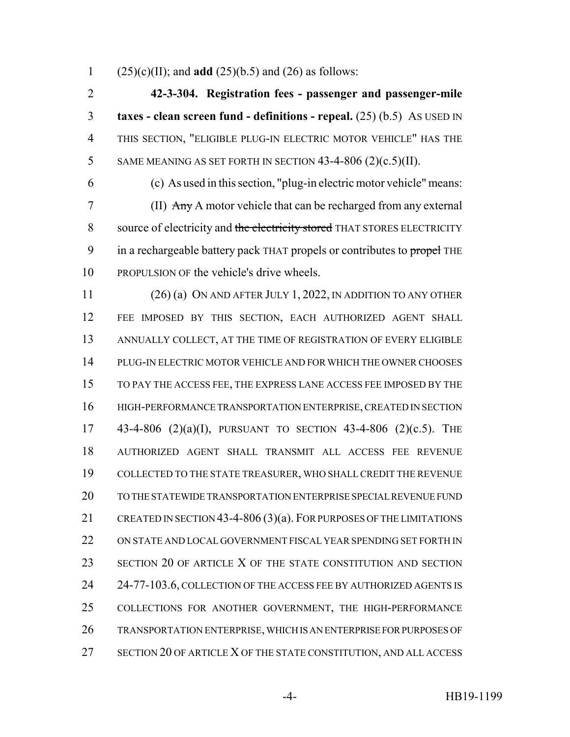(25)(c)(II); and **add** (25)(b.5) and (26) as follows:

**42-3-304. Registration fees - passenger and passenger-mile taxes - clean screen fund - definitions - repeal.** (25) (b.5) AS USED IN THIS SECTION, "ELIGIBLE PLUG-IN ELECTRIC MOTOR VEHICLE" HAS THE SAME MEANING AS SET FORTH IN SECTION 43-4-806 (2)(c.5)(II).

(c) As used in this section, "plug-in electric motor vehicle" means:

(II) ~~Any~~ A motor vehicle that can be recharged from any external source of electricity and ~~the electricity stored~~ THAT STORES ELECTRICITY in a rechargeable battery pack THAT propels or contributes to ~~propel~~ THE PROPULSION OF the vehicle's drive wheels.

(26) (a) ON AND AFTER JULY 1, 2022, IN ADDITION TO ANY OTHER FEE IMPOSED BY THIS SECTION, EACH AUTHORIZED AGENT SHALL ANNUALLY COLLECT, AT THE TIME OF REGISTRATION OF EVERY ELIGIBLE PLUG-IN ELECTRIC MOTOR VEHICLE AND FOR WHICH THE OWNER CHOOSES TO PAY THE ACCESS FEE, THE EXPRESS LANE ACCESS FEE IMPOSED BY THE HIGH-PERFORMANCE TRANSPORTATION ENTERPRISE, CREATED IN SECTION 43-4-806 (2)(a)(I), PURSUANT TO SECTION 43-4-806 (2)(c.5). THE AUTHORIZED AGENT SHALL TRANSMIT ALL ACCESS FEE REVENUE COLLECTED TO THE STATE TREASURER, WHO SHALL CREDIT THE REVENUE TO THE STATEWIDE TRANSPORTATION ENTERPRISE SPECIAL REVENUE FUND CREATED IN SECTION 43-4-806 (3)(a). FOR PURPOSES OF THE LIMITATIONS ON STATE AND LOCAL GOVERNMENT FISCAL YEAR SPENDING SET FORTH IN SECTION 20 OF ARTICLE X OF THE STATE CONSTITUTION AND SECTION 24-77-103.6, COLLECTION OF THE ACCESS FEE BY AUTHORIZED AGENTS IS COLLECTIONS FOR ANOTHER GOVERNMENT, THE HIGH-PERFORMANCE TRANSPORTATION ENTERPRISE, WHICH IS AN ENTERPRISE FOR PURPOSES OF SECTION 20 OF ARTICLE X OF THE STATE CONSTITUTION, AND ALL ACCESS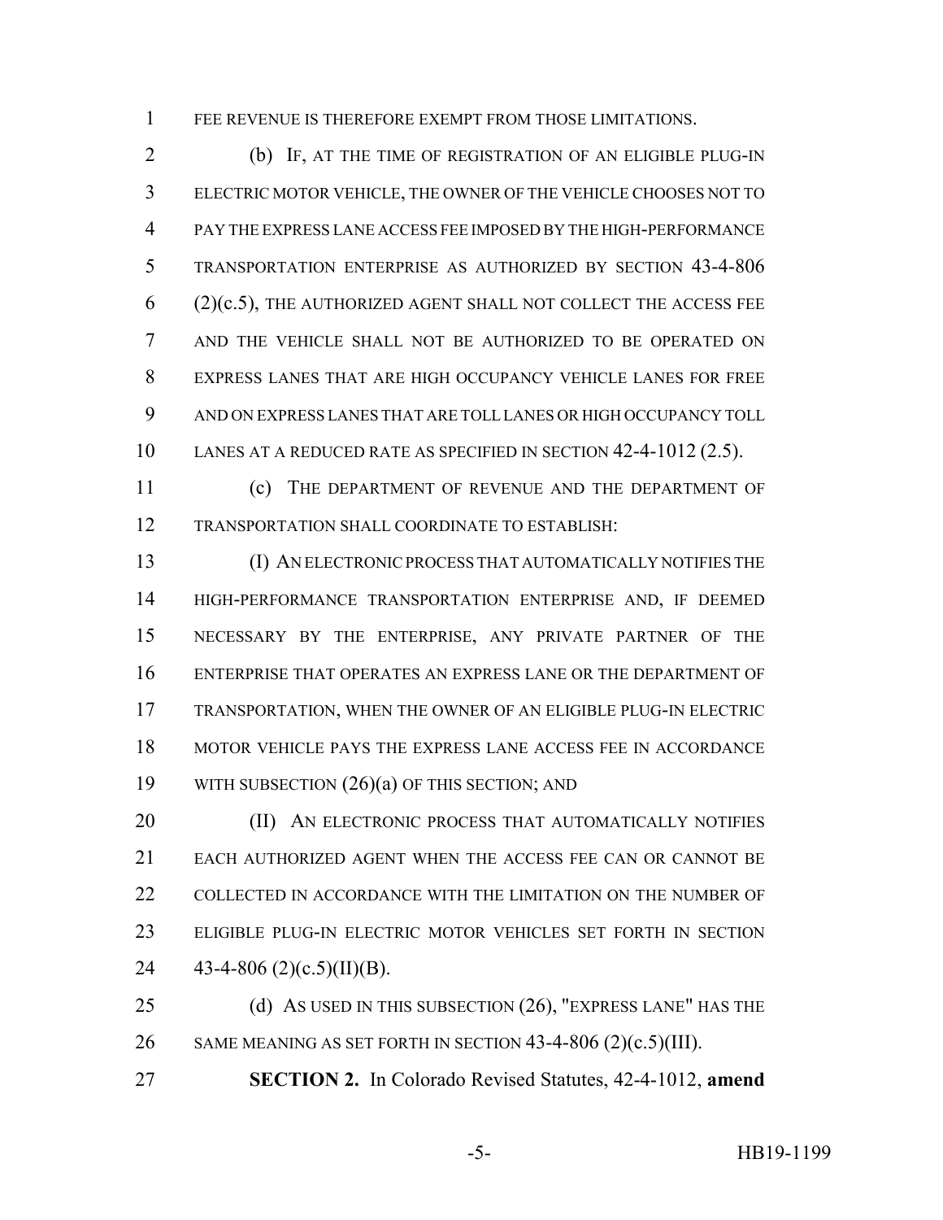FEE REVENUE IS THEREFORE EXEMPT FROM THOSE LIMITATIONS.

(b) IF, AT THE TIME OF REGISTRATION OF AN ELIGIBLE PLUG-IN ELECTRIC MOTOR VEHICLE, THE OWNER OF THE VEHICLE CHOOSES NOT TO PAY THE EXPRESS LANE ACCESS FEE IMPOSED BY THE HIGH-PERFORMANCE TRANSPORTATION ENTERPRISE AS AUTHORIZED BY SECTION 43-4-806 (2)(c.5), THE AUTHORIZED AGENT SHALL NOT COLLECT THE ACCESS FEE AND THE VEHICLE SHALL NOT BE AUTHORIZED TO BE OPERATED ON EXPRESS LANES THAT ARE HIGH OCCUPANCY VEHICLE LANES FOR FREE AND ON EXPRESS LANES THAT ARE TOLL LANES OR HIGH OCCUPANCY TOLL LANES AT A REDUCED RATE AS SPECIFIED IN SECTION 42-4-1012 (2.5).

(c) THE DEPARTMENT OF REVENUE AND THE DEPARTMENT OF TRANSPORTATION SHALL COORDINATE TO ESTABLISH:

(I) AN ELECTRONIC PROCESS THAT AUTOMATICALLY NOTIFIES THE HIGH-PERFORMANCE TRANSPORTATION ENTERPRISE AND, IF DEEMED NECESSARY BY THE ENTERPRISE, ANY PRIVATE PARTNER OF THE ENTERPRISE THAT OPERATES AN EXPRESS LANE OR THE DEPARTMENT OF TRANSPORTATION, WHEN THE OWNER OF AN ELIGIBLE PLUG-IN ELECTRIC MOTOR VEHICLE PAYS THE EXPRESS LANE ACCESS FEE IN ACCORDANCE WITH SUBSECTION (26)(a) OF THIS SECTION; AND

(II) AN ELECTRONIC PROCESS THAT AUTOMATICALLY NOTIFIES EACH AUTHORIZED AGENT WHEN THE ACCESS FEE CAN OR CANNOT BE COLLECTED IN ACCORDANCE WITH THE LIMITATION ON THE NUMBER OF ELIGIBLE PLUG-IN ELECTRIC MOTOR VEHICLES SET FORTH IN SECTION 43-4-806 (2)(c.5)(II)(B).

(d) AS USED IN THIS SUBSECTION (26), "EXPRESS LANE" HAS THE SAME MEANING AS SET FORTH IN SECTION 43-4-806 (2)(c.5)(III).

**SECTION 2.** In Colorado Revised Statutes, 42-4-1012, **amend**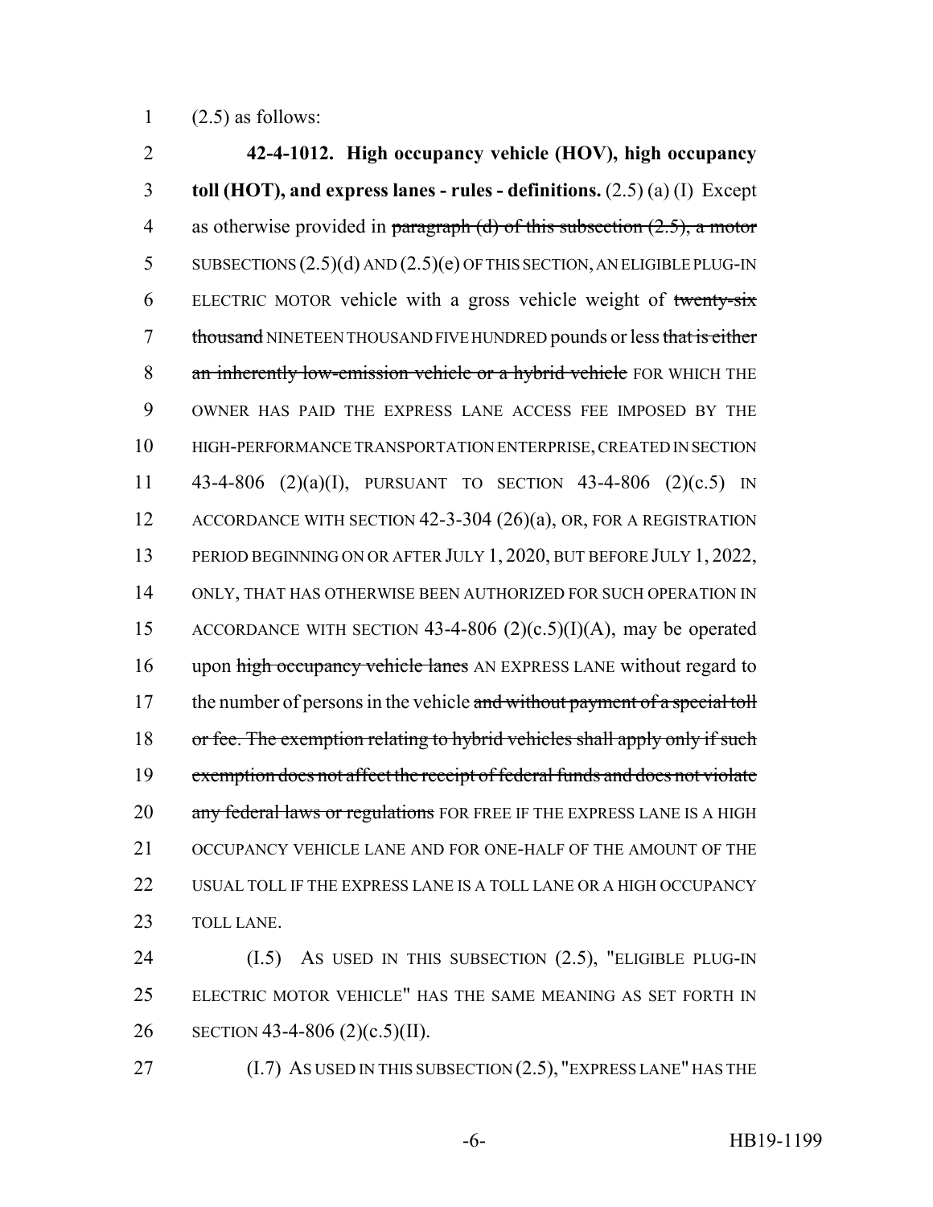(2.5) as follows:

**42-4-1012. High occupancy vehicle (HOV), high occupancy toll (HOT), and express lanes - rules - definitions.** (2.5) (a) (I) Except as otherwise provided in ~~paragraph (d) of this subsection (2.5), a motor~~ SUBSECTIONS (2.5)(d) AND (2.5)(e) OF THIS SECTION, AN ELIGIBLE PLUG-IN ELECTRIC MOTOR vehicle with a gross vehicle weight of ~~twenty-six thousand~~ NINETEEN THOUSAND FIVE HUNDRED pounds or less ~~that is either an inherently low-emission vehicle or a hybrid vehicle~~ FOR WHICH THE OWNER HAS PAID THE EXPRESS LANE ACCESS FEE IMPOSED BY THE HIGH-PERFORMANCE TRANSPORTATION ENTERPRISE, CREATED IN SECTION 43-4-806 (2)(a)(I), PURSUANT TO SECTION 43-4-806 (2)(c.5) IN ACCORDANCE WITH SECTION 42-3-304 (26)(a), OR, FOR A REGISTRATION PERIOD BEGINNING ON OR AFTER JULY 1, 2020, BUT BEFORE JULY 1, 2022, ONLY, THAT HAS OTHERWISE BEEN AUTHORIZED FOR SUCH OPERATION IN ACCORDANCE WITH SECTION 43-4-806 (2)(c.5)(I)(A), may be operated upon ~~high occupancy vehicle lanes~~ AN EXPRESS LANE without regard to the number of persons in the vehicle ~~and without payment of a special toll or fee. The exemption relating to hybrid vehicles shall apply only if such exemption does not affect the receipt of federal funds and does not violate any federal laws or regulations~~ FOR FREE IF THE EXPRESS LANE IS A HIGH OCCUPANCY VEHICLE LANE AND FOR ONE-HALF OF THE AMOUNT OF THE USUAL TOLL IF THE EXPRESS LANE IS A TOLL LANE OR A HIGH OCCUPANCY TOLL LANE.

(I.5) AS USED IN THIS SUBSECTION (2.5), "ELIGIBLE PLUG-IN ELECTRIC MOTOR VEHICLE" HAS THE SAME MEANING AS SET FORTH IN SECTION 43-4-806 (2)(c.5)(II).

(I.7) AS USED IN THIS SUBSECTION (2.5), "EXPRESS LANE" HAS THE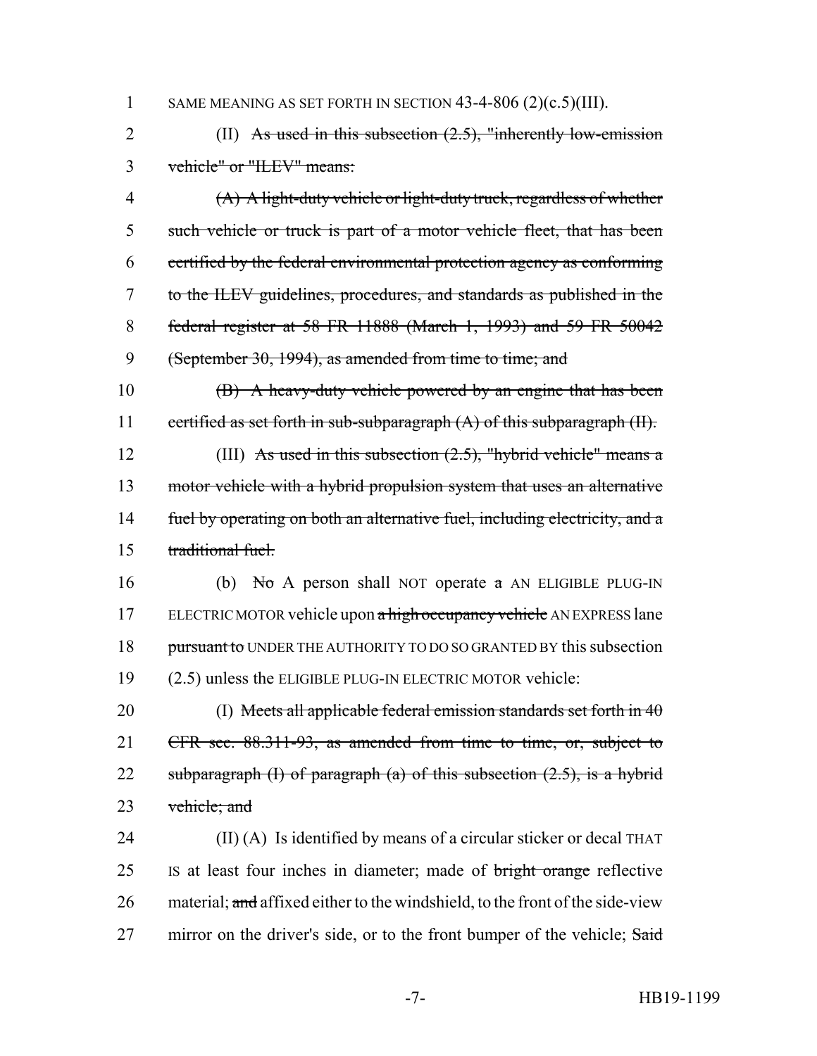SAME MEANING AS SET FORTH IN SECTION 43-4-806 (2)(c.5)(III).

(II) ~~As used in this subsection (2.5), "inherently low-emission vehicle" or "ILEV" means:~~

~~(A) A light-duty vehicle or light-duty truck, regardless of whether such vehicle or truck is part of a motor vehicle fleet, that has been certified by the federal environmental protection agency as conforming to the ILEV guidelines, procedures, and standards as published in the federal register at 58 FR 11888 (March 1, 1993) and 59 FR 50042 (September 30, 1994), as amended from time to time; and~~

~~(B) A heavy-duty vehicle powered by an engine that has been certified as set forth in sub-subparagraph (A) of this subparagraph (II).~~

(III) ~~As used in this subsection (2.5), "hybrid vehicle" means a motor vehicle with a hybrid propulsion system that uses an alternative fuel by operating on both an alternative fuel, including electricity, and a traditional fuel.~~

(b) ~~No~~ A person shall NOT operate ~~a~~ AN ELIGIBLE PLUG-IN ELECTRIC MOTOR vehicle upon ~~a high occupancy vehicle~~ AN EXPRESS lane ~~pursuant to~~ UNDER THE AUTHORITY TO DO SO GRANTED BY this subsection (2.5) unless the ELIGIBLE PLUG-IN ELECTRIC MOTOR vehicle:

(I) ~~Meets all applicable federal emission standards set forth in 40 CFR sec. 88.311-93, as amended from time to time, or, subject to subparagraph (I) of paragraph (a) of this subsection (2.5), is a hybrid vehicle; and~~

(II) (A) Is identified by means of a circular sticker or decal THAT IS at least four inches in diameter; made of ~~bright orange~~ reflective material; ~~and~~ affixed either to the windshield, to the front of the side-view mirror on the driver's side, or to the front bumper of the vehicle; ~~Said~~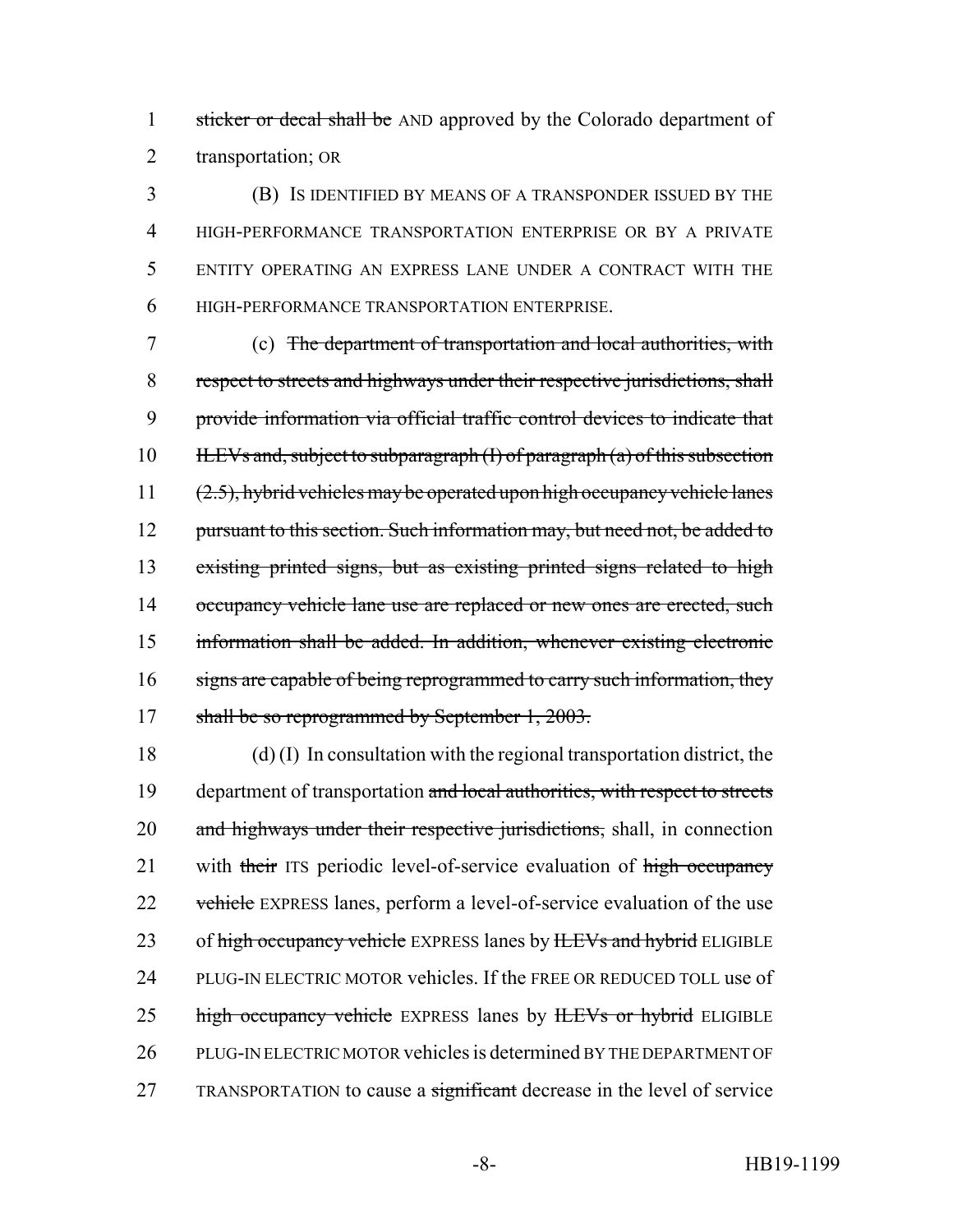sticker or decal shall be AND approved by the Colorado department of transportation; OR

(B) IS IDENTIFIED BY MEANS OF A TRANSPONDER ISSUED BY THE HIGH-PERFORMANCE TRANSPORTATION ENTERPRISE OR BY A PRIVATE ENTITY OPERATING AN EXPRESS LANE UNDER A CONTRACT WITH THE HIGH-PERFORMANCE TRANSPORTATION ENTERPRISE.

(c) The department of transportation and local authorities, with respect to streets and highways under their respective jurisdictions, shall provide information via official traffic control devices to indicate that ILEVs and, subject to subparagraph (I) of paragraph (a) of this subsection (2.5), hybrid vehicles may be operated upon high occupancy vehicle lanes pursuant to this section. Such information may, but need not, be added to existing printed signs, but as existing printed signs related to high occupancy vehicle lane use are replaced or new ones are erected, such information shall be added. In addition, whenever existing electronic signs are capable of being reprogrammed to carry such information, they shall be so reprogrammed by September 1, 2003.

(d) (I) In consultation with the regional transportation district, the department of transportation and local authorities, with respect to streets and highways under their respective jurisdictions, shall, in connection with their ITS periodic level-of-service evaluation of high occupancy vehicle EXPRESS lanes, perform a level-of-service evaluation of the use of high occupancy vehicle EXPRESS lanes by ILEVs and hybrid ELIGIBLE PLUG-IN ELECTRIC MOTOR vehicles. If the FREE OR REDUCED TOLL use of high occupancy vehicle EXPRESS lanes by ILEVs or hybrid ELIGIBLE PLUG-IN ELECTRIC MOTOR vehicles is determined BY THE DEPARTMENT OF TRANSPORTATION to cause a significant decrease in the level of service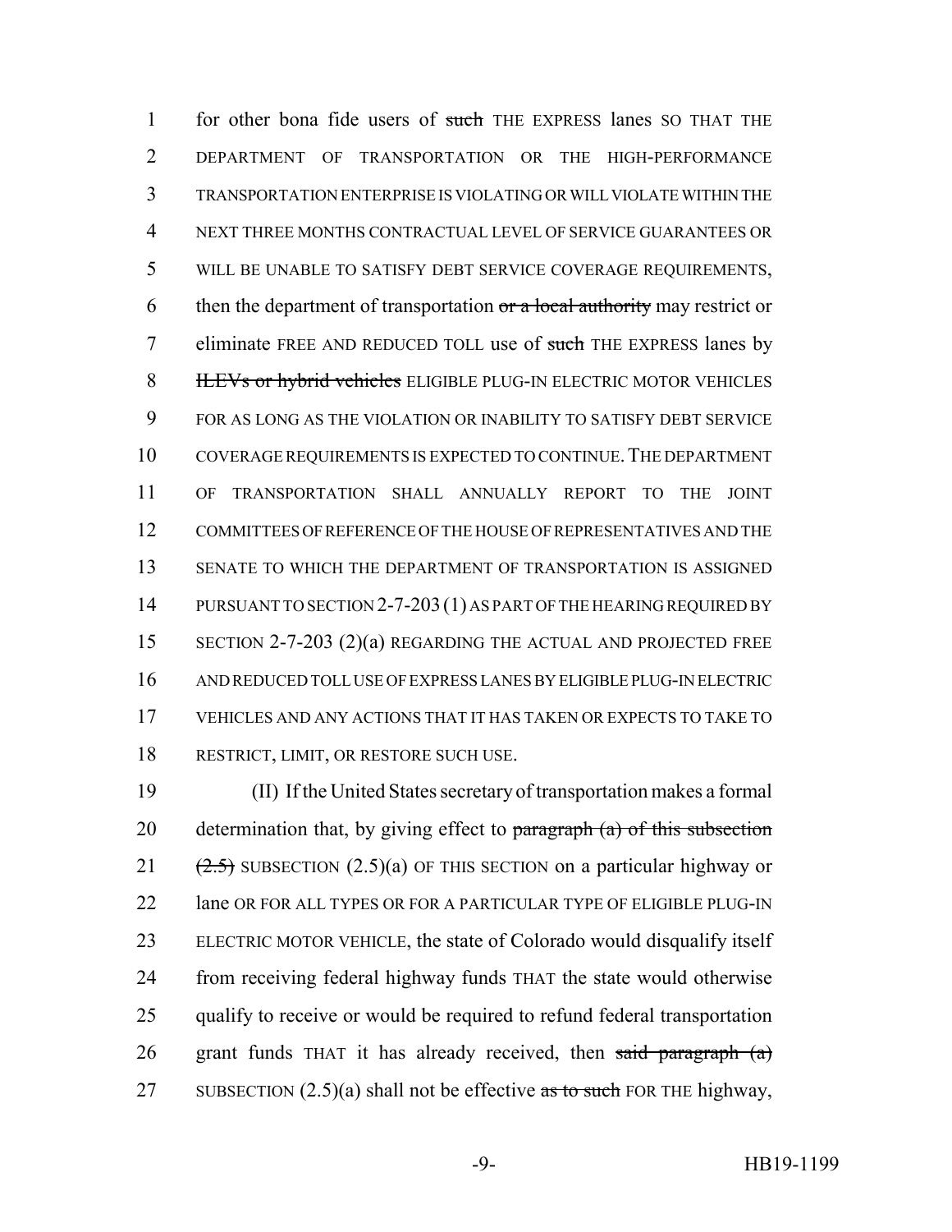for other bona fide users of ~~such~~ THE EXPRESS lanes SO THAT THE DEPARTMENT OF TRANSPORTATION OR THE HIGH-PERFORMANCE TRANSPORTATION ENTERPRISE IS VIOLATING OR WILL VIOLATE WITHIN THE NEXT THREE MONTHS CONTRACTUAL LEVEL OF SERVICE GUARANTEES OR WILL BE UNABLE TO SATISFY DEBT SERVICE COVERAGE REQUIREMENTS, then the department of transportation ~~or a local authority~~ may restrict or eliminate FREE AND REDUCED TOLL use of ~~such~~ THE EXPRESS lanes by ~~ILEVs or hybrid vehicles~~ ELIGIBLE PLUG-IN ELECTRIC MOTOR VEHICLES FOR AS LONG AS THE VIOLATION OR INABILITY TO SATISFY DEBT SERVICE COVERAGE REQUIREMENTS IS EXPECTED TO CONTINUE. THE DEPARTMENT OF TRANSPORTATION SHALL ANNUALLY REPORT TO THE JOINT COMMITTEES OF REFERENCE OF THE HOUSE OF REPRESENTATIVES AND THE SENATE TO WHICH THE DEPARTMENT OF TRANSPORTATION IS ASSIGNED PURSUANT TO SECTION 2-7-203 (1) AS PART OF THE HEARING REQUIRED BY SECTION 2-7-203 (2)(a) REGARDING THE ACTUAL AND PROJECTED FREE AND REDUCED TOLL USE OF EXPRESS LANES BY ELIGIBLE PLUG-IN ELECTRIC VEHICLES AND ANY ACTIONS THAT IT HAS TAKEN OR EXPECTS TO TAKE TO RESTRICT, LIMIT, OR RESTORE SUCH USE.

(II) If the United States secretary of transportation makes a formal determination that, by giving effect to ~~paragraph (a) of this subsection (2.5)~~ SUBSECTION (2.5)(a) OF THIS SECTION on a particular highway or lane OR FOR ALL TYPES OR FOR A PARTICULAR TYPE OF ELIGIBLE PLUG-IN ELECTRIC MOTOR VEHICLE, the state of Colorado would disqualify itself from receiving federal highway funds THAT the state would otherwise qualify to receive or would be required to refund federal transportation grant funds THAT it has already received, then ~~said paragraph (a)~~ SUBSECTION (2.5)(a) shall not be effective ~~as to such~~ FOR THE highway,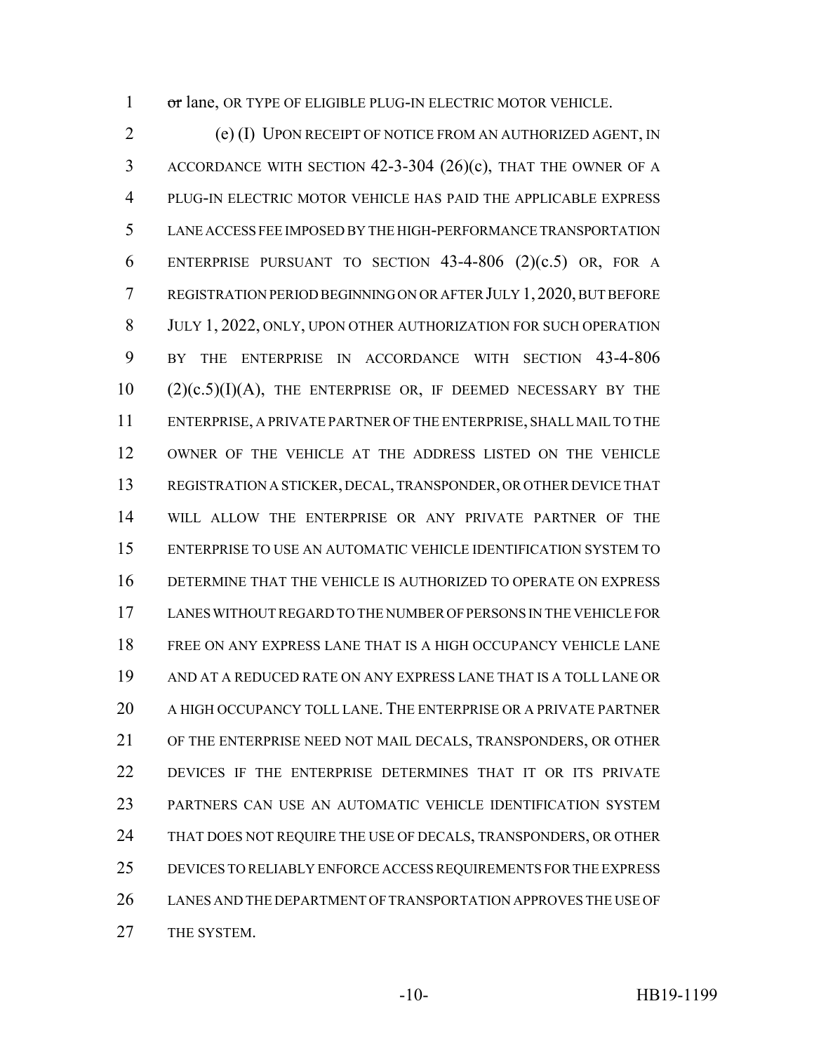~~or~~ lane, OR TYPE OF ELIGIBLE PLUG-IN ELECTRIC MOTOR VEHICLE.

(e) (I) UPON RECEIPT OF NOTICE FROM AN AUTHORIZED AGENT, IN ACCORDANCE WITH SECTION 42-3-304 (26)(c), THAT THE OWNER OF A PLUG-IN ELECTRIC MOTOR VEHICLE HAS PAID THE APPLICABLE EXPRESS LANE ACCESS FEE IMPOSED BY THE HIGH-PERFORMANCE TRANSPORTATION ENTERPRISE PURSUANT TO SECTION 43-4-806 (2)(c.5) OR, FOR A REGISTRATION PERIOD BEGINNING ON OR AFTER JULY 1, 2020, BUT BEFORE JULY 1, 2022, ONLY, UPON OTHER AUTHORIZATION FOR SUCH OPERATION BY THE ENTERPRISE IN ACCORDANCE WITH SECTION 43-4-806 (2)(c.5)(I)(A), THE ENTERPRISE OR, IF DEEMED NECESSARY BY THE ENTERPRISE, A PRIVATE PARTNER OF THE ENTERPRISE, SHALL MAIL TO THE OWNER OF THE VEHICLE AT THE ADDRESS LISTED ON THE VEHICLE REGISTRATION A STICKER, DECAL, TRANSPONDER, OR OTHER DEVICE THAT WILL ALLOW THE ENTERPRISE OR ANY PRIVATE PARTNER OF THE ENTERPRISE TO USE AN AUTOMATIC VEHICLE IDENTIFICATION SYSTEM TO DETERMINE THAT THE VEHICLE IS AUTHORIZED TO OPERATE ON EXPRESS LANES WITHOUT REGARD TO THE NUMBER OF PERSONS IN THE VEHICLE FOR FREE ON ANY EXPRESS LANE THAT IS A HIGH OCCUPANCY VEHICLE LANE AND AT A REDUCED RATE ON ANY EXPRESS LANE THAT IS A TOLL LANE OR A HIGH OCCUPANCY TOLL LANE. THE ENTERPRISE OR A PRIVATE PARTNER OF THE ENTERPRISE NEED NOT MAIL DECALS, TRANSPONDERS, OR OTHER DEVICES IF THE ENTERPRISE DETERMINES THAT IT OR ITS PRIVATE PARTNERS CAN USE AN AUTOMATIC VEHICLE IDENTIFICATION SYSTEM THAT DOES NOT REQUIRE THE USE OF DECALS, TRANSPONDERS, OR OTHER DEVICES TO RELIABLY ENFORCE ACCESS REQUIREMENTS FOR THE EXPRESS LANES AND THE DEPARTMENT OF TRANSPORTATION APPROVES THE USE OF THE SYSTEM.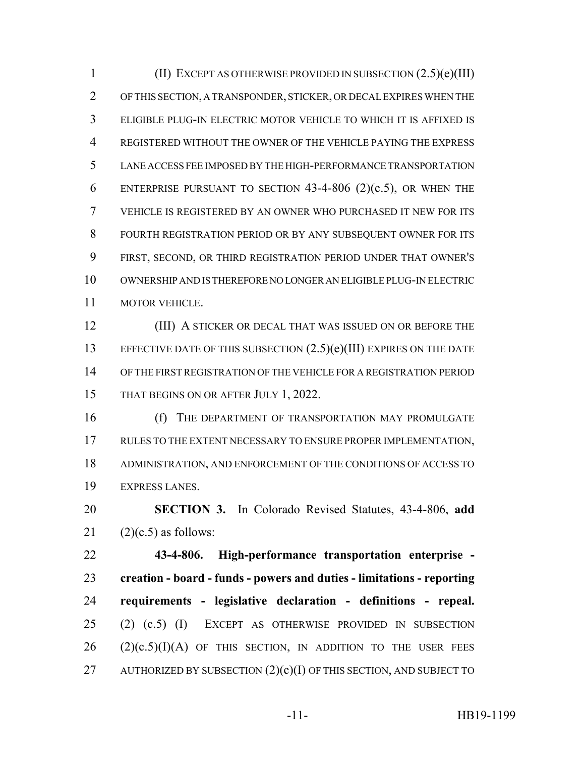(II) EXCEPT AS OTHERWISE PROVIDED IN SUBSECTION (2.5)(e)(III) OF THIS SECTION, A TRANSPONDER, STICKER, OR DECAL EXPIRES WHEN THE ELIGIBLE PLUG-IN ELECTRIC MOTOR VEHICLE TO WHICH IT IS AFFIXED IS REGISTERED WITHOUT THE OWNER OF THE VEHICLE PAYING THE EXPRESS LANE ACCESS FEE IMPOSED BY THE HIGH-PERFORMANCE TRANSPORTATION ENTERPRISE PURSUANT TO SECTION 43-4-806 (2)(c.5), OR WHEN THE VEHICLE IS REGISTERED BY AN OWNER WHO PURCHASED IT NEW FOR ITS FOURTH REGISTRATION PERIOD OR BY ANY SUBSEQUENT OWNER FOR ITS FIRST, SECOND, OR THIRD REGISTRATION PERIOD UNDER THAT OWNER'S OWNERSHIP AND IS THEREFORE NO LONGER AN ELIGIBLE PLUG-IN ELECTRIC MOTOR VEHICLE.

(III) A STICKER OR DECAL THAT WAS ISSUED ON OR BEFORE THE EFFECTIVE DATE OF THIS SUBSECTION (2.5)(e)(III) EXPIRES ON THE DATE OF THE FIRST REGISTRATION OF THE VEHICLE FOR A REGISTRATION PERIOD THAT BEGINS ON OR AFTER JULY 1, 2022.

(f) THE DEPARTMENT OF TRANSPORTATION MAY PROMULGATE RULES TO THE EXTENT NECESSARY TO ENSURE PROPER IMPLEMENTATION, ADMINISTRATION, AND ENFORCEMENT OF THE CONDITIONS OF ACCESS TO EXPRESS LANES.

**SECTION 3.** In Colorado Revised Statutes, 43-4-806, **add** (2)(c.5) as follows:

**43-4-806. High-performance transportation enterprise - creation - board - funds - powers and duties - limitations - reporting requirements - legislative declaration - definitions - repeal.** (2) (c.5) (I) EXCEPT AS OTHERWISE PROVIDED IN SUBSECTION (2)(c.5)(I)(A) OF THIS SECTION, IN ADDITION TO THE USER FEES AUTHORIZED BY SUBSECTION (2)(c)(I) OF THIS SECTION, AND SUBJECT TO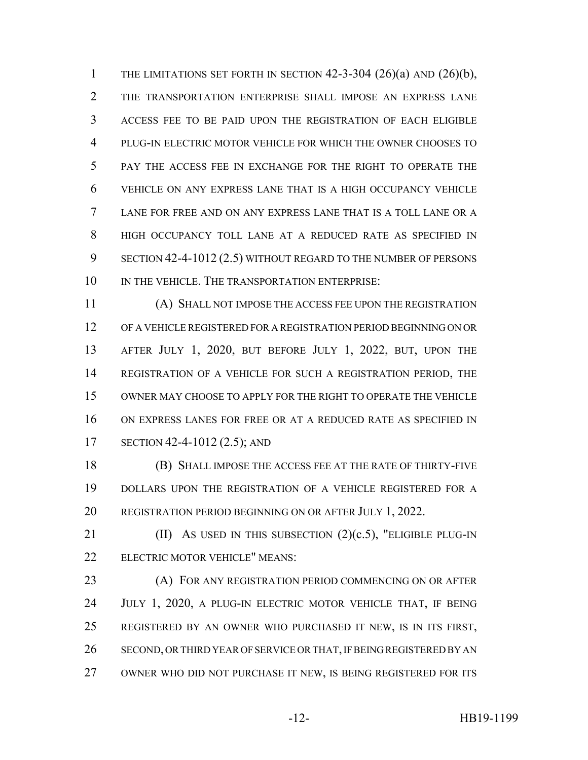THE LIMITATIONS SET FORTH IN SECTION 42-3-304 (26)(a) AND (26)(b), THE TRANSPORTATION ENTERPRISE SHALL IMPOSE AN EXPRESS LANE ACCESS FEE TO BE PAID UPON THE REGISTRATION OF EACH ELIGIBLE PLUG-IN ELECTRIC MOTOR VEHICLE FOR WHICH THE OWNER CHOOSES TO PAY THE ACCESS FEE IN EXCHANGE FOR THE RIGHT TO OPERATE THE VEHICLE ON ANY EXPRESS LANE THAT IS A HIGH OCCUPANCY VEHICLE LANE FOR FREE AND ON ANY EXPRESS LANE THAT IS A TOLL LANE OR A HIGH OCCUPANCY TOLL LANE AT A REDUCED RATE AS SPECIFIED IN SECTION 42-4-1012 (2.5) WITHOUT REGARD TO THE NUMBER OF PERSONS IN THE VEHICLE. THE TRANSPORTATION ENTERPRISE:

(A) SHALL NOT IMPOSE THE ACCESS FEE UPON THE REGISTRATION OF A VEHICLE REGISTERED FOR A REGISTRATION PERIOD BEGINNING ON OR AFTER JULY 1, 2020, BUT BEFORE JULY 1, 2022, BUT, UPON THE REGISTRATION OF A VEHICLE FOR SUCH A REGISTRATION PERIOD, THE OWNER MAY CHOOSE TO APPLY FOR THE RIGHT TO OPERATE THE VEHICLE ON EXPRESS LANES FOR FREE OR AT A REDUCED RATE AS SPECIFIED IN SECTION 42-4-1012 (2.5); AND

(B) SHALL IMPOSE THE ACCESS FEE AT THE RATE OF THIRTY-FIVE DOLLARS UPON THE REGISTRATION OF A VEHICLE REGISTERED FOR A REGISTRATION PERIOD BEGINNING ON OR AFTER JULY 1, 2022.

(II) AS USED IN THIS SUBSECTION (2)(c.5), "ELIGIBLE PLUG-IN ELECTRIC MOTOR VEHICLE" MEANS:

(A) FOR ANY REGISTRATION PERIOD COMMENCING ON OR AFTER JULY 1, 2020, A PLUG-IN ELECTRIC MOTOR VEHICLE THAT, IF BEING REGISTERED BY AN OWNER WHO PURCHASED IT NEW, IS IN ITS FIRST, SECOND, OR THIRD YEAR OF SERVICE OR THAT, IF BEING REGISTERED BY AN OWNER WHO DID NOT PURCHASE IT NEW, IS BEING REGISTERED FOR ITS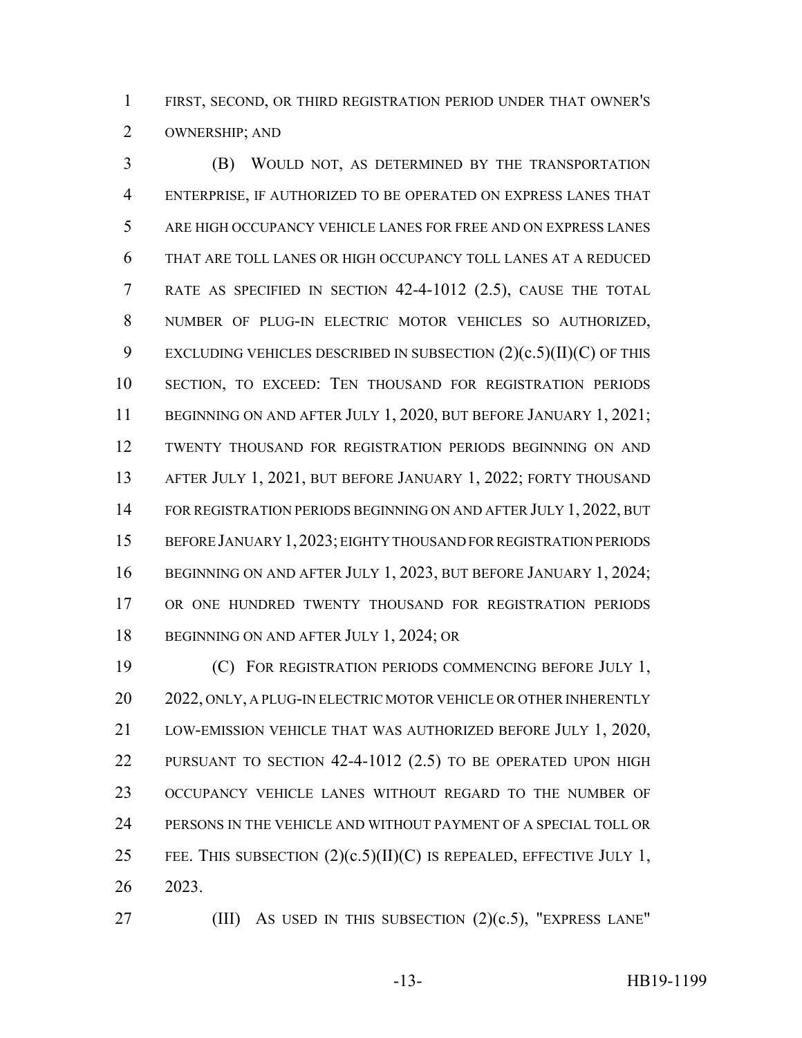FIRST, SECOND, OR THIRD REGISTRATION PERIOD UNDER THAT OWNER'S OWNERSHIP; AND

(B) WOULD NOT, AS DETERMINED BY THE TRANSPORTATION ENTERPRISE, IF AUTHORIZED TO BE OPERATED ON EXPRESS LANES THAT ARE HIGH OCCUPANCY VEHICLE LANES FOR FREE AND ON EXPRESS LANES THAT ARE TOLL LANES OR HIGH OCCUPANCY TOLL LANES AT A REDUCED RATE AS SPECIFIED IN SECTION 42-4-1012 (2.5), CAUSE THE TOTAL NUMBER OF PLUG-IN ELECTRIC MOTOR VEHICLES SO AUTHORIZED, EXCLUDING VEHICLES DESCRIBED IN SUBSECTION (2)(c.5)(II)(C) OF THIS SECTION, TO EXCEED: TEN THOUSAND FOR REGISTRATION PERIODS BEGINNING ON AND AFTER JULY 1, 2020, BUT BEFORE JANUARY 1, 2021; TWENTY THOUSAND FOR REGISTRATION PERIODS BEGINNING ON AND AFTER JULY 1, 2021, BUT BEFORE JANUARY 1, 2022; FORTY THOUSAND FOR REGISTRATION PERIODS BEGINNING ON AND AFTER JULY 1, 2022, BUT BEFORE JANUARY 1, 2023; EIGHTY THOUSAND FOR REGISTRATION PERIODS BEGINNING ON AND AFTER JULY 1, 2023, BUT BEFORE JANUARY 1, 2024; OR ONE HUNDRED TWENTY THOUSAND FOR REGISTRATION PERIODS BEGINNING ON AND AFTER JULY 1, 2024; OR

(C) FOR REGISTRATION PERIODS COMMENCING BEFORE JULY 1, 2022, ONLY, A PLUG-IN ELECTRIC MOTOR VEHICLE OR OTHER INHERENTLY LOW-EMISSION VEHICLE THAT WAS AUTHORIZED BEFORE JULY 1, 2020, PURSUANT TO SECTION 42-4-1012 (2.5) TO BE OPERATED UPON HIGH OCCUPANCY VEHICLE LANES WITHOUT REGARD TO THE NUMBER OF PERSONS IN THE VEHICLE AND WITHOUT PAYMENT OF A SPECIAL TOLL OR FEE. THIS SUBSECTION (2)(c.5)(II)(C) IS REPEALED, EFFECTIVE JULY 1, 2023.

(III) AS USED IN THIS SUBSECTION (2)(c.5), "EXPRESS LANE"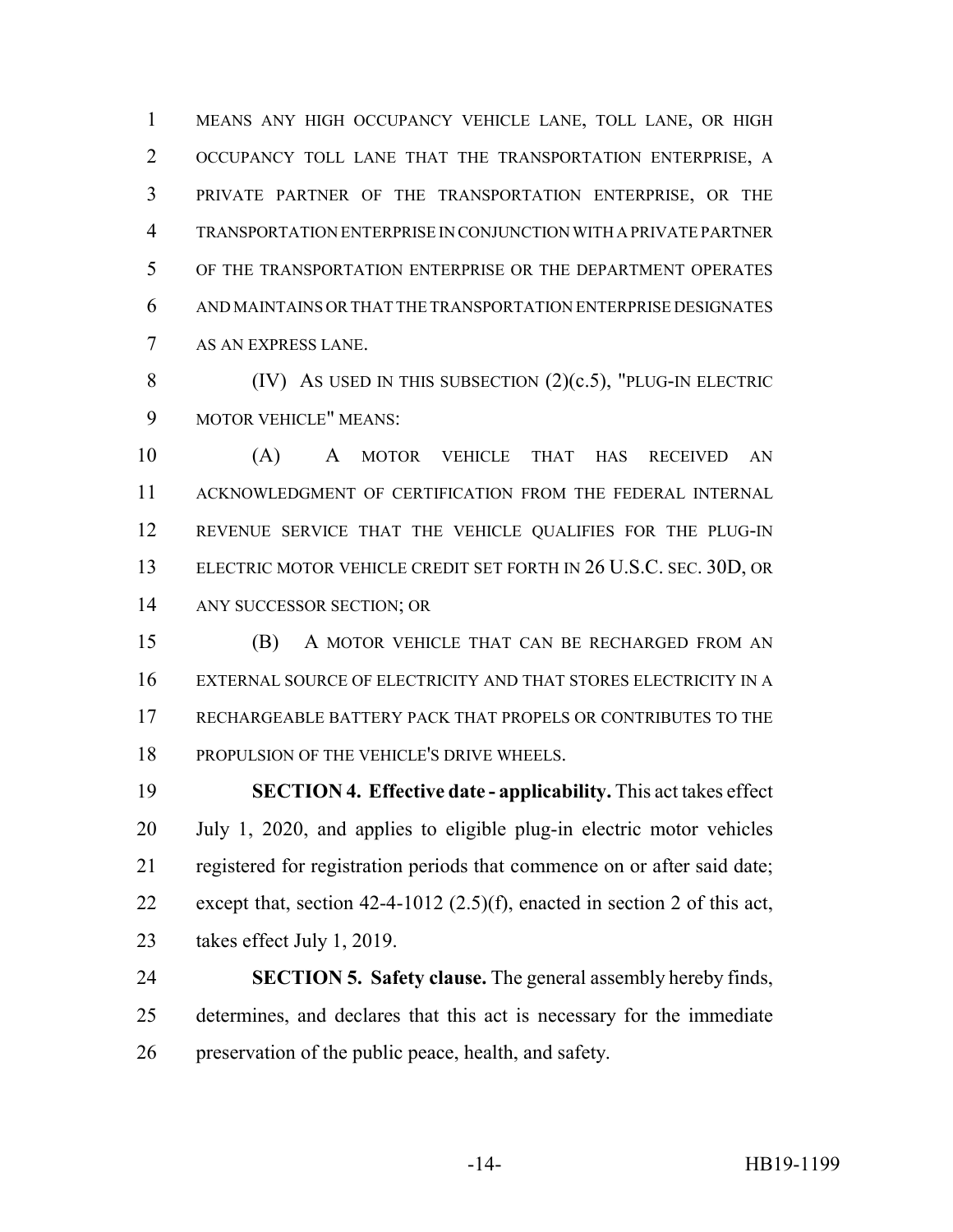MEANS ANY HIGH OCCUPANCY VEHICLE LANE, TOLL LANE, OR HIGH OCCUPANCY TOLL LANE THAT THE TRANSPORTATION ENTERPRISE, A PRIVATE PARTNER OF THE TRANSPORTATION ENTERPRISE, OR THE TRANSPORTATION ENTERPRISE IN CONJUNCTION WITH A PRIVATE PARTNER OF THE TRANSPORTATION ENTERPRISE OR THE DEPARTMENT OPERATES AND MAINTAINS OR THAT THE TRANSPORTATION ENTERPRISE DESIGNATES AS AN EXPRESS LANE.

(IV) AS USED IN THIS SUBSECTION (2)(c.5), "PLUG-IN ELECTRIC MOTOR VEHICLE" MEANS:

(A) A MOTOR VEHICLE THAT HAS RECEIVED AN ACKNOWLEDGMENT OF CERTIFICATION FROM THE FEDERAL INTERNAL REVENUE SERVICE THAT THE VEHICLE QUALIFIES FOR THE PLUG-IN ELECTRIC MOTOR VEHICLE CREDIT SET FORTH IN 26 U.S.C. SEC. 30D, OR ANY SUCCESSOR SECTION; OR

(B) A MOTOR VEHICLE THAT CAN BE RECHARGED FROM AN EXTERNAL SOURCE OF ELECTRICITY AND THAT STORES ELECTRICITY IN A RECHARGEABLE BATTERY PACK THAT PROPELS OR CONTRIBUTES TO THE PROPULSION OF THE VEHICLE'S DRIVE WHEELS.

**SECTION 4. Effective date - applicability.** This act takes effect July 1, 2020, and applies to eligible plug-in electric motor vehicles registered for registration periods that commence on or after said date; except that, section 42-4-1012 (2.5)(f), enacted in section 2 of this act, takes effect July 1, 2019.

**SECTION 5. Safety clause.** The general assembly hereby finds, determines, and declares that this act is necessary for the immediate preservation of the public peace, health, and safety.